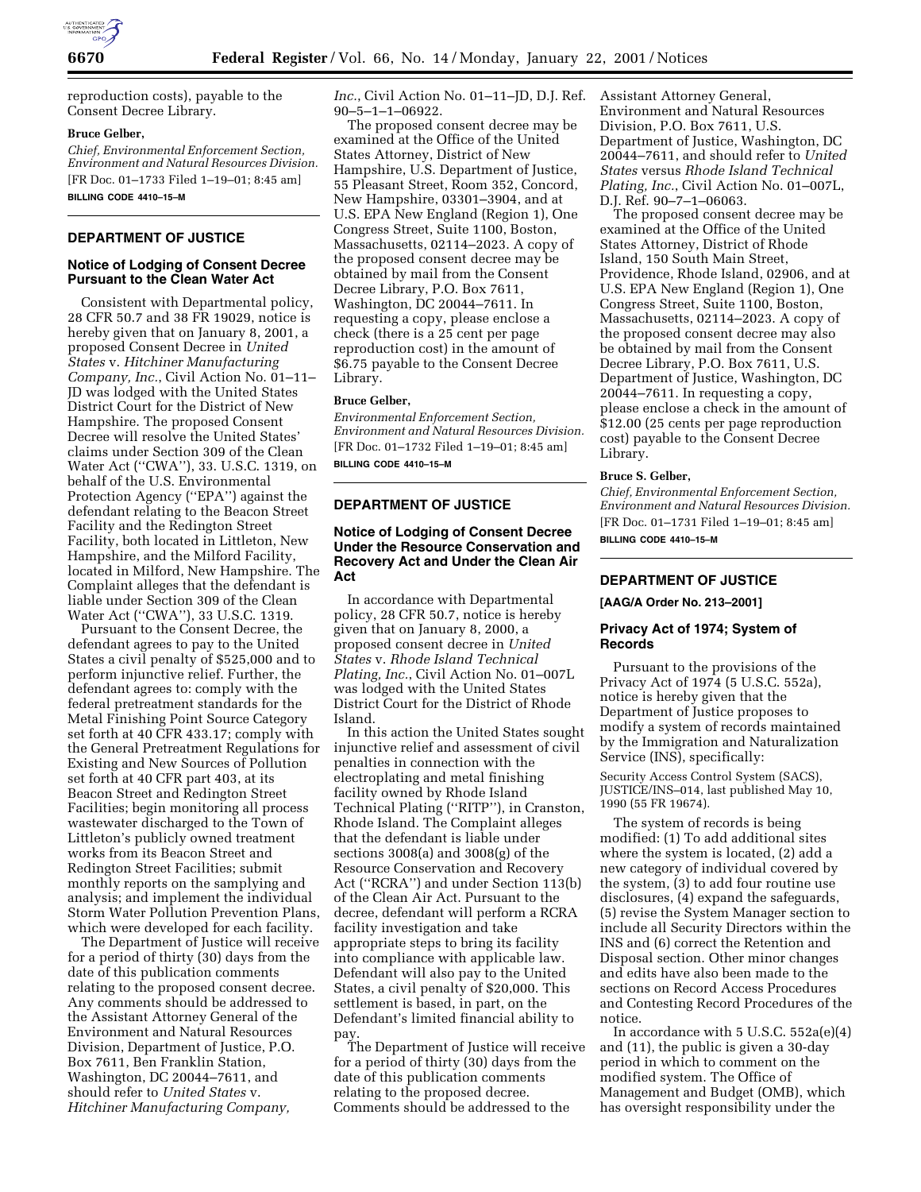reproduction costs), payable to the Consent Decree Library.

**Bruce Gelber,**

*Chief, Environmental Enforcement Section, Environment and Natural Resources Division.*

[FR Doc. 01–1733 Filed 1–19–01; 8:45 am]

**BILLING CODE 4410–15–M**

---

## DEPARTMENT OF JUSTICE

### Notice of Lodging of Consent Decree Pursuant to the Clean Water Act

Consistent with Departmental policy, 28 CFR 50.7 and 38 FR 19029, notice is hereby given that on January 8, 2001, a proposed Consent Decree in *United States* v. *Hitchiner Manufacturing Company, Inc.*, Civil Action No. 01–11–JD was lodged with the United States District Court for the District of New Hampshire. The proposed Consent Decree will resolve the United States' claims under Section 309 of the Clean Water Act ("CWA"), 33. U.S.C. 1319, on behalf of the U.S. Environmental Protection Agency ("EPA") against the defendant relating to the Beacon Street Facility and the Redington Street Facility, both located in Littleton, New Hampshire, and the Milford Facility, located in Milford, New Hampshire. The Complaint alleges that the defendant is liable under Section 309 of the Clean Water Act ("CWA"), 33 U.S.C. 1319.

Pursuant to the Consent Decree, the defendant agrees to pay to the United States a civil penalty of $525,000 and to perform injunctive relief. Further, the defendant agrees to: comply with the federal pretreatment standards for the Metal Finishing Point Source Category set forth at 40 CFR 433.17; comply with the General Pretreatment Regulations for Existing and New Sources of Pollution set forth at 40 CFR part 403, at its Beacon Street and Redington Street Facilities; begin monitoring all process wastewater discharged to the Town of Littleton's publicly owned treatment works from its Beacon Street and Redington Street Facilities; submit monthly reports on the sampling and analysis; and implement the individual Storm Water Pollution Prevention Plans, which were developed for each facility.

The Department of Justice will receive for a period of thirty (30) days from the date of this publication comments relating to the proposed consent decree. Any comments should be addressed to the Assistant Attorney General of the Environment and Natural Resources Division, Department of Justice, P.O. Box 7611, Ben Franklin Station, Washington, DC 20044–7611, and should refer to *United States* v. *Hitchiner Manufacturing Company, Inc.*, Civil Action No. 01–11–JD, D.J. Ref. 90–5–1–1–06922.

The proposed consent decree may be examined at the Office of the United States Attorney, District of New Hampshire, U.S. Department of Justice, 55 Pleasant Street, Room 352, Concord, New Hampshire, 03301–3904, and at U.S. EPA New England (Region 1), One Congress Street, Suite 1100, Boston, Massachusetts, 02114–2023. A copy of the proposed consent decree may be obtained by mail from the Consent Decree Library, P.O. Box 7611, Washington, DC 20044–7611. In requesting a copy, please enclose a check (there is a 25 cent per page reproduction cost) in the amount of $6.75 payable to the Consent Decree Library.

**Bruce Gelber,**

*Environmental Enforcement Section, Environment and Natural Resources Division.*

[FR Doc. 01–1732 Filed 1–19–01; 8:45 am]

**BILLING CODE 4410–15–M**

---

## DEPARTMENT OF JUSTICE

### Notice of Lodging of Consent Decree Under the Resource Conservation and Recovery Act and Under the Clean Air Act

In accordance with Departmental policy, 28 CFR 50.7, notice is hereby given that on January 8, 2000, a proposed consent decree in *United States* v. *Rhode Island Technical Plating, Inc.*, Civil Action No. 01–007L was lodged with the United States District Court for the District of Rhode Island.

In this action the United States sought injunctive relief and assessment of civil penalties in connection with the electroplating and metal finishing facility owned by Rhode Island Technical Plating ("RITP"), in Cranston, Rhode Island. The Complaint alleges that the defendant is liable under sections 3008(a) and 3008(g) of the Resource Conservation and Recovery Act ("RCRA") and under Section 113(b) of the Clean Air Act. Pursuant to the decree, defendant will perform a RCRA facility investigation and take appropriate steps to bring its facility into compliance with applicable law. Defendant will also pay to the United States, a civil penalty of $20,000. This settlement is based, in part, on the Defendant's limited financial ability to pay.

The Department of Justice will receive for a period of thirty (30) days from the date of this publication comments relating to the proposed decree. Comments should be addressed to the Assistant Attorney General, Environment and Natural Resources Division, P.O. Box 7611, U.S. Department of Justice, Washington, DC 20044–7611, and should refer to *United States* versus *Rhode Island Technical Plating, Inc.*, Civil Action No. 01–007L, D.J. Ref. 90–7–1–06063.

The proposed consent decree may be examined at the Office of the United States Attorney, District of Rhode Island, 150 South Main Street, Providence, Rhode Island, 02906, and at U.S. EPA New England (Region 1), One Congress Street, Suite 1100, Boston, Massachusetts, 02114–2023. A copy of the proposed consent decree may also be obtained by mail from the Consent Decree Library, P.O. Box 7611, U.S. Department of Justice, Washington, DC 20044–7611. In requesting a copy, please enclose a check in the amount of $12.00 (25 cents per page reproduction cost) payable to the Consent Decree Library.

**Bruce S. Gelber,**

*Chief, Environmental Enforcement Section, Environment and Natural Resources Division.*

[FR Doc. 01–1731 Filed 1–19–01; 8:45 am]

**BILLING CODE 4410–15–M**

---

## DEPARTMENT OF JUSTICE

**[AAG/A Order No. 213–2001]**

### Privacy Act of 1974; System of Records

Pursuant to the provisions of the Privacy Act of 1974 (5 U.S.C. 552a), notice is hereby given that the Department of Justice proposes to modify a system of records maintained by the Immigration and Naturalization Service (INS), specifically:

Security Access Control System (SACS), JUSTICE/INS–014, last published May 10, 1990 (55 FR 19674).

The system of records is being modified: (1) To add additional sites where the system is located, (2) add a new category of individual covered by the system, (3) to add four routine use disclosures, (4) expand the safeguards, (5) revise the System Manager section to include all Security Directors within the INS and (6) correct the Retention and Disposal section. Other minor changes and edits have also been made to the sections on Record Access Procedures and Contesting Record Procedures of the notice.

In accordance with 5 U.S.C. 552a(e)(4) and (11), the public is given a 30-day period in which to comment on the modified system. The Office of Management and Budget (OMB), which has oversight responsibility under the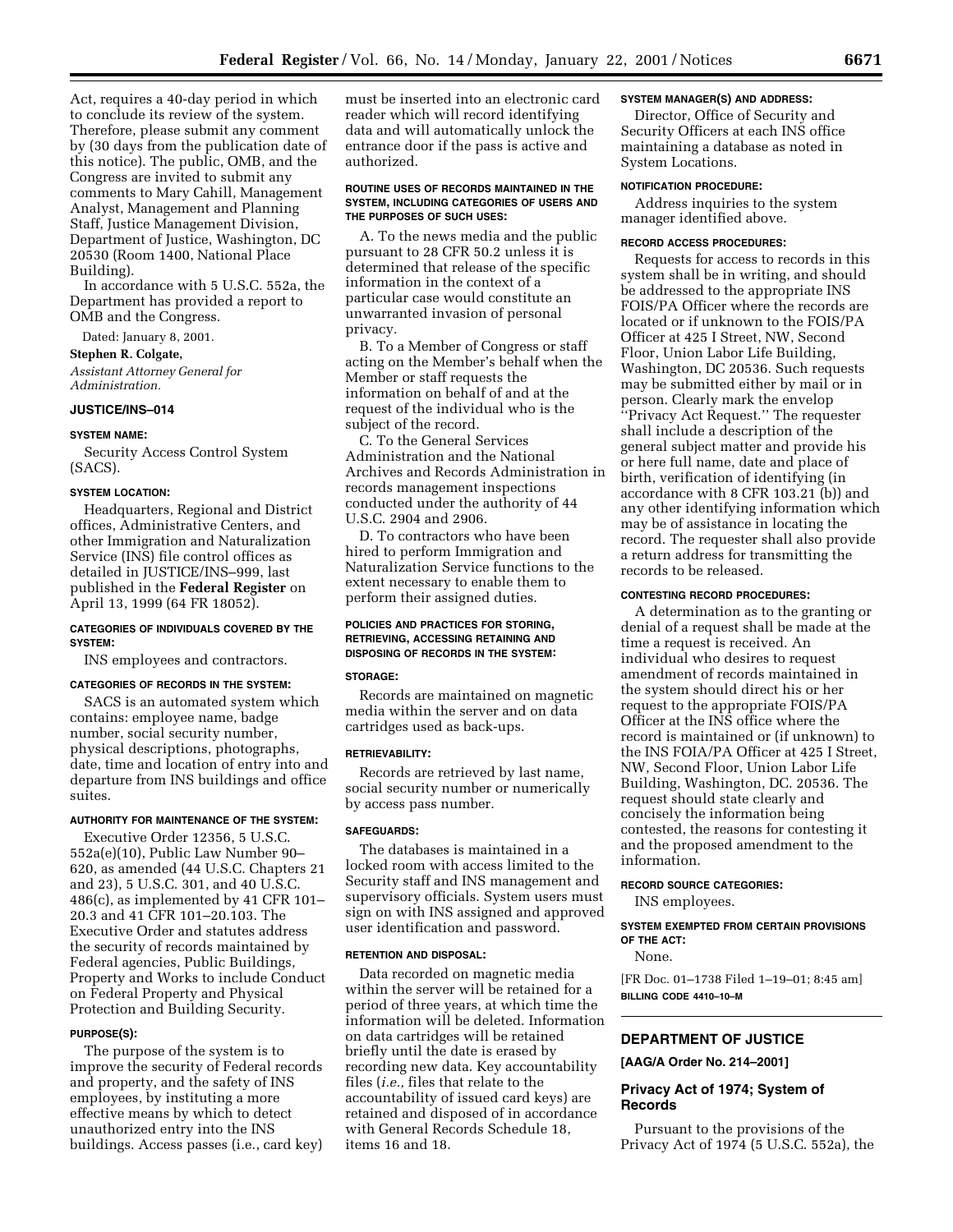Act, requires a 40-day period in which to conclude its review of the system. Therefore, please submit any comment by (30 days from the publication date of this notice). The public, OMB, and the Congress are invited to submit any comments to Mary Cahill, Management Analyst, Management and Planning Staff, Justice Management Division, Department of Justice, Washington, DC 20530 (Room 1400, National Place Building).

In accordance with 5 U.S.C. 552a, the Department has provided a report to OMB and the Congress.

Dated: January 8, 2001.

**Stephen R. Colgate,**

*Assistant Attorney General for Administration.*

#### JUSTICE/INS–014

##### SYSTEM NAME:

Security Access Control System (SACS).

##### SYSTEM LOCATION:

Headquarters, Regional and District offices, Administrative Centers, and other Immigration and Naturalization Service (INS) file control offices as detailed in JUSTICE/INS–999, last published in the **Federal Register** on April 13, 1999 (64 FR 18052).

##### CATEGORIES OF INDIVIDUALS COVERED BY THE SYSTEM:

INS employees and contractors.

##### CATEGORIES OF RECORDS IN THE SYSTEM:

SACS is an automated system which contains: employee name, badge number, social security number, physical descriptions, photographs, date, time and location of entry into and departure from INS buildings and office suites.

##### AUTHORITY FOR MAINTENANCE OF THE SYSTEM:

Executive Order 12356, 5 U.S.C. 552a(e)(10), Public Law Number 90–620, as amended (44 U.S.C. Chapters 21 and 23), 5 U.S.C. 301, and 40 U.S.C. 486(c), as implemented by 41 CFR 101–20.3 and 41 CFR 101–20.103. The Executive Order and statutes address the security of records maintained by Federal agencies, Public Buildings, Property and Works to include Conduct on Federal Property and Physical Protection and Building Security.

##### PURPOSE(S):

The purpose of the system is to improve the security of Federal records and property, and the safety of INS employees, by instituting a more effective means by which to detect unauthorized entry into the INS buildings. Access passes (i.e., card key) must be inserted into an electronic card reader which will record identifying data and will automatically unlock the entrance door if the pass is active and authorized.

##### ROUTINE USES OF RECORDS MAINTAINED IN THE SYSTEM, INCLUDING CATEGORIES OF USERS AND THE PURPOSES OF SUCH USES:

A. To the news media and the public pursuant to 28 CFR 50.2 unless it is determined that release of the specific information in the context of a particular case would constitute an unwarranted invasion of personal privacy.

B. To a Member of Congress or staff acting on the Member's behalf when the Member or staff requests the information on behalf of and at the request of the individual who is the subject of the record.

C. To the General Services Administration and the National Archives and Records Administration in records management inspections conducted under the authority of 44 U.S.C. 2904 and 2906.

D. To contractors who have been hired to perform Immigration and Naturalization Service functions to the extent necessary to enable them to perform their assigned duties.

##### POLICIES AND PRACTICES FOR STORING, RETRIEVING, ACCESSING RETAINING AND DISPOSING OF RECORDS IN THE SYSTEM:

##### STORAGE:

Records are maintained on magnetic media within the server and on data cartridges used as back-ups.

##### RETRIEVABILITY:

Records are retrieved by last name, social security number or numerically by access pass number.

##### SAFEGUARDS:

The databases is maintained in a locked room with access limited to the Security staff and INS management and supervisory officials. System users must sign on with INS assigned and approved user identification and password.

##### RETENTION AND DISPOSAL:

Data recorded on magnetic media within the server will be retained for a period of three years, at which time the information will be deleted. Information on data cartridges will be retained briefly until the date is erased by recording new data. Key accountability files (*i.e.,* files that relate to the accountability of issued card keys) are retained and disposed of in accordance with General Records Schedule 18, items 16 and 18.

##### SYSTEM MANAGER(S) AND ADDRESS:

Director, Office of Security and Security Officers at each INS office maintaining a database as noted in System Locations.

##### NOTIFICATION PROCEDURE:

Address inquiries to the system manager identified above.

##### RECORD ACCESS PROCEDURES:

Requests for access to records in this system shall be in writing, and should be addressed to the appropriate INS FOIS/PA Officer where the records are located or if unknown to the FOIS/PA Officer at 425 I Street, NW, Second Floor, Union Labor Life Building, Washington, DC 20536. Such requests may be submitted either by mail or in person. Clearly mark the envelop ''Privacy Act Request.'' The requester shall include a description of the general subject matter and provide his or here full name, date and place of birth, verification of identifying (in accordance with 8 CFR 103.21 (b)) and any other identifying information which may be of assistance in locating the record. The requester shall also provide a return address for transmitting the records to be released.

##### CONTESTING RECORD PROCEDURES:

A determination as to the granting or denial of a request shall be made at the time a request is received. An individual who desires to request amendment of records maintained in the system should direct his or her request to the appropriate FOIS/PA Officer at the INS office where the record is maintained or (if unknown) to the INS FOIA/PA Officer at 425 I Street, NW, Second Floor, Union Labor Life Building, Washington, DC. 20536. The request should state clearly and concisely the information being contested, the reasons for contesting it and the proposed amendment to the information.

##### RECORD SOURCE CATEGORIES:

INS employees.

##### SYSTEM EXEMPTED FROM CERTAIN PROVISIONS OF THE ACT:

None.

[FR Doc. 01–1738 Filed 1–19–01; 8:45 am]

**BILLING CODE 4410–10–M**

## DEPARTMENT OF JUSTICE

**[AAG/A Order No. 214–2001]**

## Privacy Act of 1974; System of Records

Pursuant to the provisions of the Privacy Act of 1974 (5 U.S.C. 552a), the